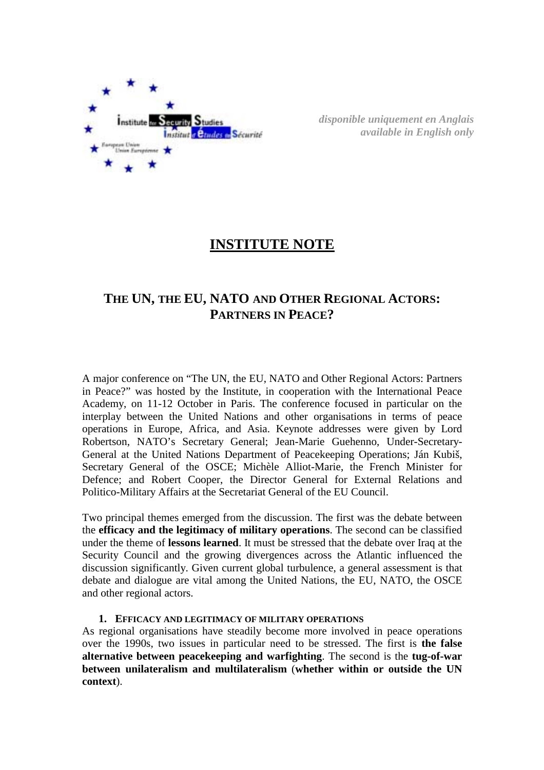*disponible uniquement en Anglais*
*available in English only*

# INSTITUTE NOTE

## THE UN, THE EU, NATO AND OTHER REGIONAL ACTORS: PARTNERS IN PEACE?

A major conference on "The UN, the EU, NATO and Other Regional Actors: Partners in Peace?" was hosted by the Institute, in cooperation with the International Peace Academy, on 11-12 October in Paris. The conference focused in particular on the interplay between the United Nations and other organisations in terms of peace operations in Europe, Africa, and Asia. Keynote addresses were given by Lord Robertson, NATO's Secretary General; Jean-Marie Guehenno, Under-Secretary-General at the United Nations Department of Peacekeeping Operations; Ján Kubiš, Secretary General of the OSCE; Michèle Alliot-Marie, the French Minister for Defence; and Robert Cooper, the Director General for External Relations and Politico-Military Affairs at the Secretariat General of the EU Council.

Two principal themes emerged from the discussion. The first was the debate between the **efficacy and the legitimacy of military operations**. The second can be classified under the theme of **lessons learned**. It must be stressed that the debate over Iraq at the Security Council and the growing divergences across the Atlantic influenced the discussion significantly. Given current global turbulence, a general assessment is that debate and dialogue are vital among the United Nations, the EU, NATO, the OSCE and other regional actors.

### 1. EFFICACY AND LEGITIMACY OF MILITARY OPERATIONS

As regional organisations have steadily become more involved in peace operations over the 1990s, two issues in particular need to be stressed. The first is **the false alternative between peacekeeping and warfighting**. The second is the **tug-of-war between unilateralism and multilateralism** (**whether within or outside the UN context**).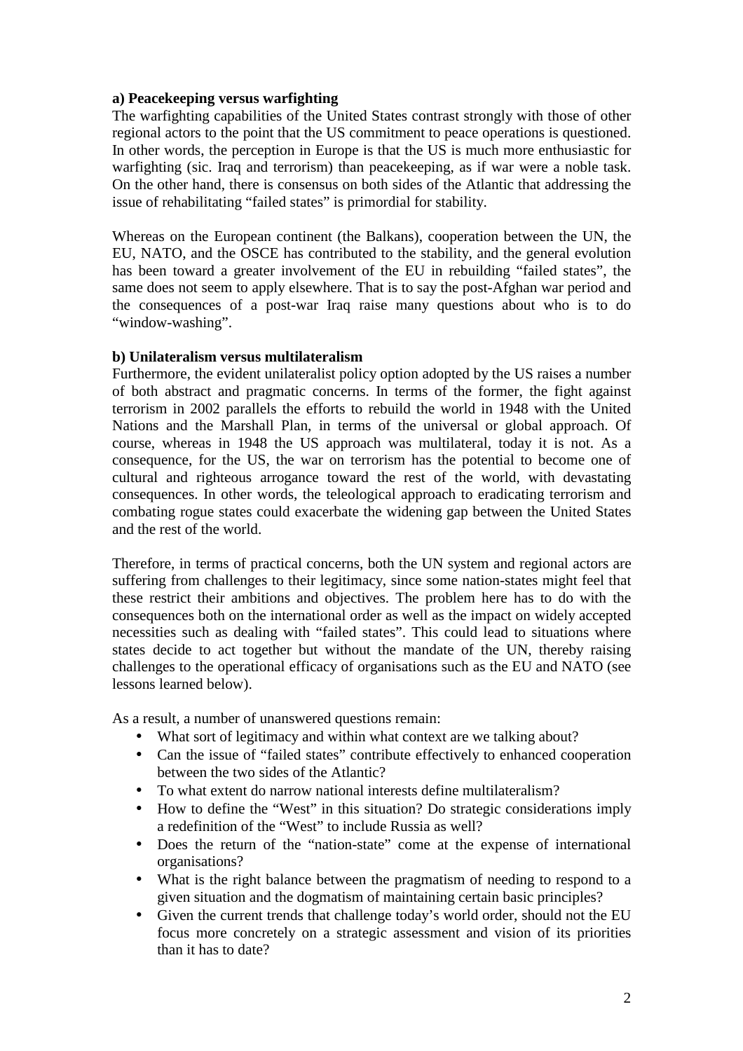**a) Peacekeeping versus warfighting**

The warfighting capabilities of the United States contrast strongly with those of other regional actors to the point that the US commitment to peace operations is questioned. In other words, the perception in Europe is that the US is much more enthusiastic for warfighting (sic. Iraq and terrorism) than peacekeeping, as if war were a noble task. On the other hand, there is consensus on both sides of the Atlantic that addressing the issue of rehabilitating "failed states" is primordial for stability.

Whereas on the European continent (the Balkans), cooperation between the UN, the EU, NATO, and the OSCE has contributed to the stability, and the general evolution has been toward a greater involvement of the EU in rebuilding "failed states", the same does not seem to apply elsewhere. That is to say the post-Afghan war period and the consequences of a post-war Iraq raise many questions about who is to do "window-washing".

**b) Unilateralism versus multilateralism**

Furthermore, the evident unilateralist policy option adopted by the US raises a number of both abstract and pragmatic concerns. In terms of the former, the fight against terrorism in 2002 parallels the efforts to rebuild the world in 1948 with the United Nations and the Marshall Plan, in terms of the universal or global approach. Of course, whereas in 1948 the US approach was multilateral, today it is not. As a consequence, for the US, the war on terrorism has the potential to become one of cultural and righteous arrogance toward the rest of the world, with devastating consequences. In other words, the teleological approach to eradicating terrorism and combating rogue states could exacerbate the widening gap between the United States and the rest of the world.

Therefore, in terms of practical concerns, both the UN system and regional actors are suffering from challenges to their legitimacy, since some nation-states might feel that these restrict their ambitions and objectives. The problem here has to do with the consequences both on the international order as well as the impact on widely accepted necessities such as dealing with "failed states". This could lead to situations where states decide to act together but without the mandate of the UN, thereby raising challenges to the operational efficacy of organisations such as the EU and NATO (see lessons learned below).

As a result, a number of unanswered questions remain:

- What sort of legitimacy and within what context are we talking about?
- Can the issue of "failed states" contribute effectively to enhanced cooperation between the two sides of the Atlantic?
- To what extent do narrow national interests define multilateralism?
- How to define the "West" in this situation? Do strategic considerations imply a redefinition of the "West" to include Russia as well?
- Does the return of the "nation-state" come at the expense of international organisations?
- What is the right balance between the pragmatism of needing to respond to a given situation and the dogmatism of maintaining certain basic principles?
- Given the current trends that challenge today's world order, should not the EU focus more concretely on a strategic assessment and vision of its priorities than it has to date?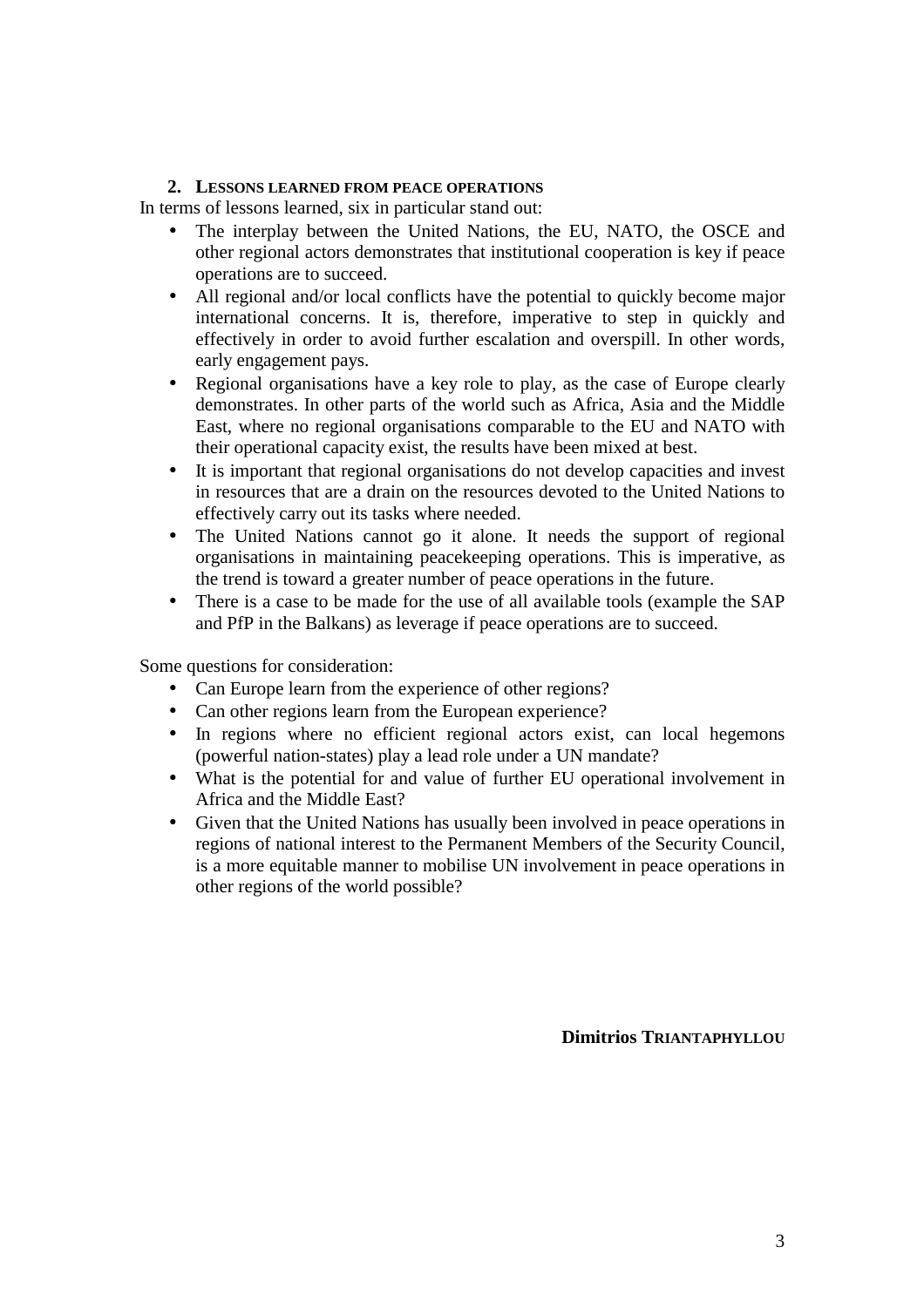## 2. Lessons learned from peace operations

In terms of lessons learned, six in particular stand out:

- The interplay between the United Nations, the EU, NATO, the OSCE and other regional actors demonstrates that institutional cooperation is key if peace operations are to succeed.
- All regional and/or local conflicts have the potential to quickly become major international concerns. It is, therefore, imperative to step in quickly and effectively in order to avoid further escalation and overspill. In other words, early engagement pays.
- Regional organisations have a key role to play, as the case of Europe clearly demonstrates. In other parts of the world such as Africa, Asia and the Middle East, where no regional organisations comparable to the EU and NATO with their operational capacity exist, the results have been mixed at best.
- It is important that regional organisations do not develop capacities and invest in resources that are a drain on the resources devoted to the United Nations to effectively carry out its tasks where needed.
- The United Nations cannot go it alone. It needs the support of regional organisations in maintaining peacekeeping operations. This is imperative, as the trend is toward a greater number of peace operations in the future.
- There is a case to be made for the use of all available tools (example the SAP and PfP in the Balkans) as leverage if peace operations are to succeed.

Some questions for consideration:

- Can Europe learn from the experience of other regions?
- Can other regions learn from the European experience?
- In regions where no efficient regional actors exist, can local hegemons (powerful nation-states) play a lead role under a UN mandate?
- What is the potential for and value of further EU operational involvement in Africa and the Middle East?
- Given that the United Nations has usually been involved in peace operations in regions of national interest to the Permanent Members of the Security Council, is a more equitable manner to mobilise UN involvement in peace operations in other regions of the world possible?

**Dimitrios Triantaphyllou**